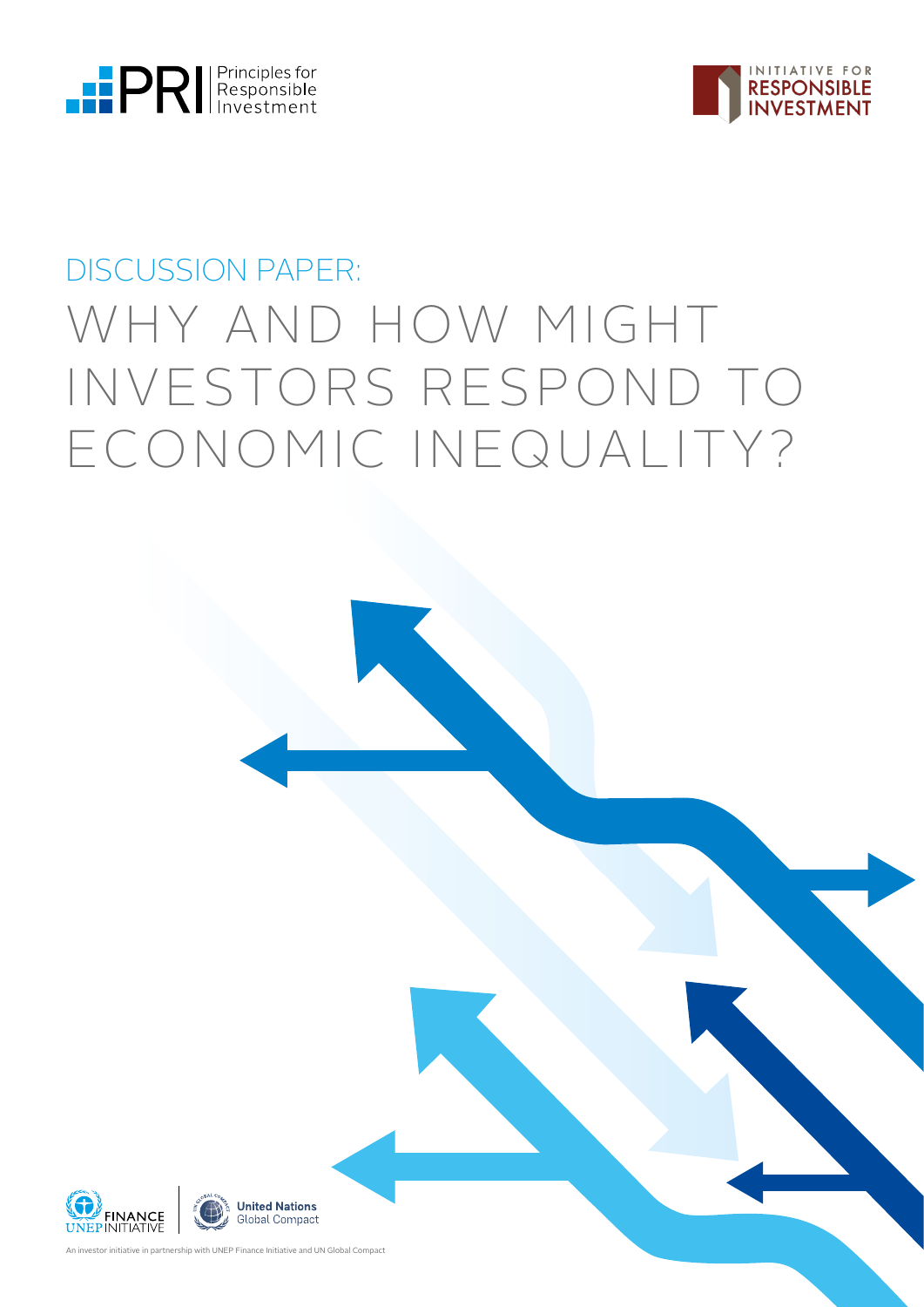PRI Principles for Responsible Investment

INITIATIVE FOR RESPONSIBLE INVESTMENT

DISCUSSION PAPER:

# WHY AND HOW MIGHT INVESTORS RESPOND TO ECONOMIC INEQUALITY?

FINANCE UNEP INITIATIVE

United Nations Global Compact

An investor initiative in partnership with UNEP Finance Initiative and UN Global Compact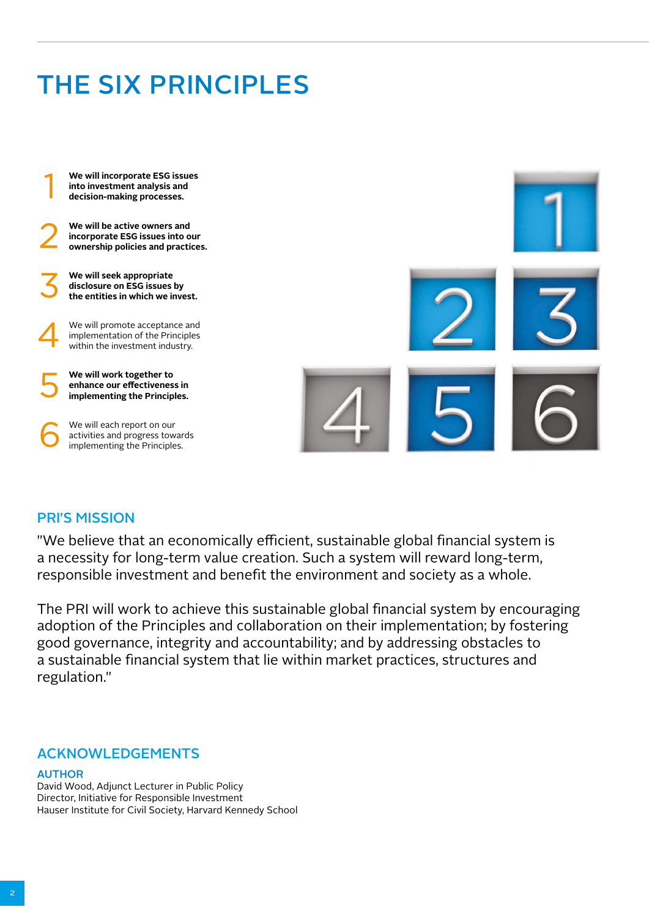# THE SIX PRINCIPLES

1. **We will incorporate ESG issues into investment analysis and decision-making processes.**
2. **We will be active owners and incorporate ESG issues into our ownership policies and practices.**
3. **We will seek appropriate disclosure on ESG issues by the entities in which we invest.**
4. We will promote acceptance and implementation of the Principles within the investment industry.
5. **We will work together to enhance our effectiveness in implementing the Principles.**
6. We will each report on our activities and progress towards implementing the Principles.

## PRI'S MISSION

"We believe that an economically efficient, sustainable global financial system is a necessity for long-term value creation. Such a system will reward long-term, responsible investment and benefit the environment and society as a whole.

The PRI will work to achieve this sustainable global financial system by encouraging adoption of the Principles and collaboration on their implementation; by fostering good governance, integrity and accountability; and by addressing obstacles to a sustainable financial system that lie within market practices, structures and regulation."

## ACKNOWLEDGEMENTS

### AUTHOR

David Wood, Adjunct Lecturer in Public Policy
Director, Initiative for Responsible Investment
Hauser Institute for Civil Society, Harvard Kennedy School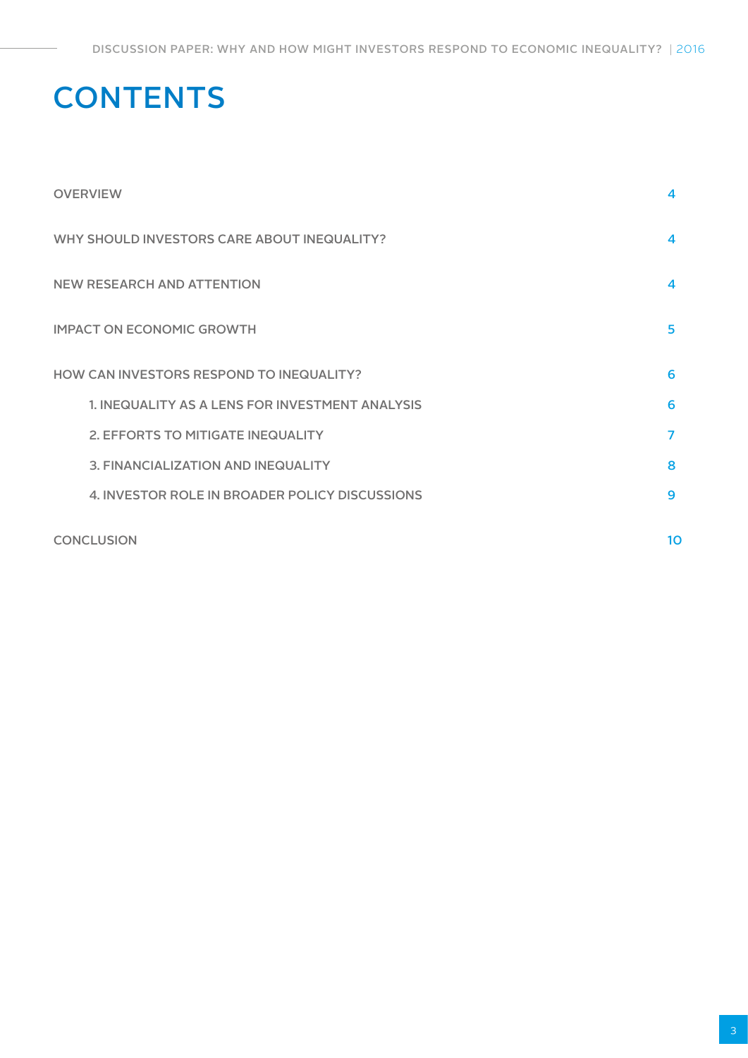# CONTENTS

| | |
|---|---|
| OVERVIEW | 4 |
| WHY SHOULD INVESTORS CARE ABOUT INEQUALITY? | 4 |
| NEW RESEARCH AND ATTENTION | 4 |
| IMPACT ON ECONOMIC GROWTH | 5 |
| HOW CAN INVESTORS RESPOND TO INEQUALITY? | 6 |
| 1. INEQUALITY AS A LENS FOR INVESTMENT ANALYSIS | 6 |
| 2. EFFORTS TO MITIGATE INEQUALITY | 7 |
| 3. FINANCIALIZATION AND INEQUALITY | 8 |
| 4. INVESTOR ROLE IN BROADER POLICY DISCUSSIONS | 9 |
| CONCLUSION | 10 |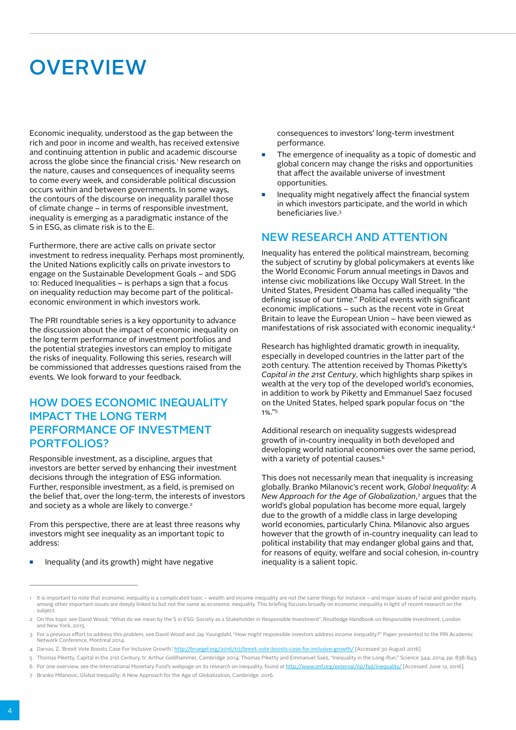# OVERVIEW

Economic inequality, understood as the gap between the rich and poor in income and wealth, has received extensive and continuing attention in public and academic discourse across the globe since the financial crisis.[1] New research on the nature, causes and consequences of inequality seems to come every week, and considerable political discussion occurs within and between governments. In some ways, the contours of the discourse on inequality parallel those of climate change – in terms of responsible investment, inequality is emerging as a paradigmatic instance of the S in ESG, as climate risk is to the E.

Furthermore, there are active calls on private sector investment to redress inequality. Perhaps most prominently, the United Nations explicitly calls on private investors to engage on the Sustainable Development Goals – and SDG 10: Reduced Inequalities – is perhaps a sign that a focus on inequality reduction may become part of the political-economic environment in which investors work.

The PRI roundtable series is a key opportunity to advance the discussion about the impact of economic inequality on the long term performance of investment portfolios and the potential strategies investors can employ to mitigate the risks of inequality. Following this series, research will be commissioned that addresses questions raised from the events. We look forward to your feedback.

## HOW DOES ECONOMIC INEQUALITY IMPACT THE LONG TERM PERFORMANCE OF INVESTMENT PORTFOLIOS?

Responsible investment, as a discipline, argues that investors are better served by enhancing their investment decisions through the integration of ESG information. Further, responsible investment, as a field, is premised on the belief that, over the long-term, the interests of investors and society as a whole are likely to converge.[2]

From this perspective, there are at least three reasons why investors might see inequality as an important topic to address:

- Inequality (and its growth) might have negative consequences to investors' long-term investment performance.
- The emergence of inequality as a topic of domestic and global concern may change the risks and opportunities that affect the available universe of investment opportunities.
- Inequality might negatively affect the financial system in which investors participate, and the world in which beneficiaries live.[3]

## NEW RESEARCH AND ATTENTION

Inequality has entered the political mainstream, becoming the subject of scrutiny by global policymakers at events like the World Economic Forum annual meetings in Davos and intense civic mobilizations like Occupy Wall Street. In the United States, President Obama has called inequality "the defining issue of our time." Political events with significant economic implications – such as the recent vote in Great Britain to leave the European Union – have been viewed as manifestations of risk associated with economic inequality.[4]

Research has highlighted dramatic growth in inequality, especially in developed countries in the latter part of the 20th century. The attention received by Thomas Piketty's *Capital in the 21st Century*, which highlights sharp spikes in wealth at the very top of the developed world's economies, in addition to work by Piketty and Emmanuel Saez focused on the United States, helped spark popular focus on "the 1%."[5]

Additional research on inequality suggests widespread growth of in-country inequality in both developed and developing world national economies over the same period, with a variety of potential causes.[6]

This does not necessarily mean that inequality is increasing globally. Branko Milanovic's recent work, *Global Inequality: A New Approach for the Age of Globalization*,[7] argues that the world's global population has become more equal, largely due to the growth of a middle class in large developing world economies, particularly China. Milanovic also argues however that the growth of in-country inequality can lead to political instability that may endanger global gains and that, for reasons of equity, welfare and social cohesion, in-country inequality is a salient topic.

---

1 It is important to note that economic inequality is a complicated topic – wealth and income inequality are not the same things for instance – and major issues of racial and gender equity among other important issues are deeply linked to but not the same as economic inequality. This briefing focuses broadly on economic inequality in light of recent research on the subject.

2 On this topic see David Wood, "What do we mean by the S in ESG: Society as a Stakeholder in Responsible Investment", Routledge Handbook on Responsible Investment. London and New York, 2015.

3 For a previous effort to address this problem, see David Wood and Jay Youngdahl, "How might responsible investors address income inequality?" Paper presented to the PRI Academic Network Conference, Montreal 2014.

4 Darvas, Z. 'Brexit Vote Boosts Case For Inclusive Growth.' http://bruegel.org/2016/07/brexit-vote-boosts-case-for-inclusive-growth/ [Accessed 30 August 2016]

5 Thomas Piketty, Capital in the 21st Century, tr. Arthur Goldhammer, Cambridge 2014; Thomas Piketty and Emmanuel Saez, "Inequality in the Long-Run," Science 344, 2014, pp. 838-843.

6 For one overview, see the International Monetary Fund's webpage on its research on inequality, found at http://www.imf.org/external/np/fad/inequality/ [Accessed June 12, 2016].

7 Branko Milanovic, Global Inequality: A New Approach for the Age of Globalization, Cambridge. 2016.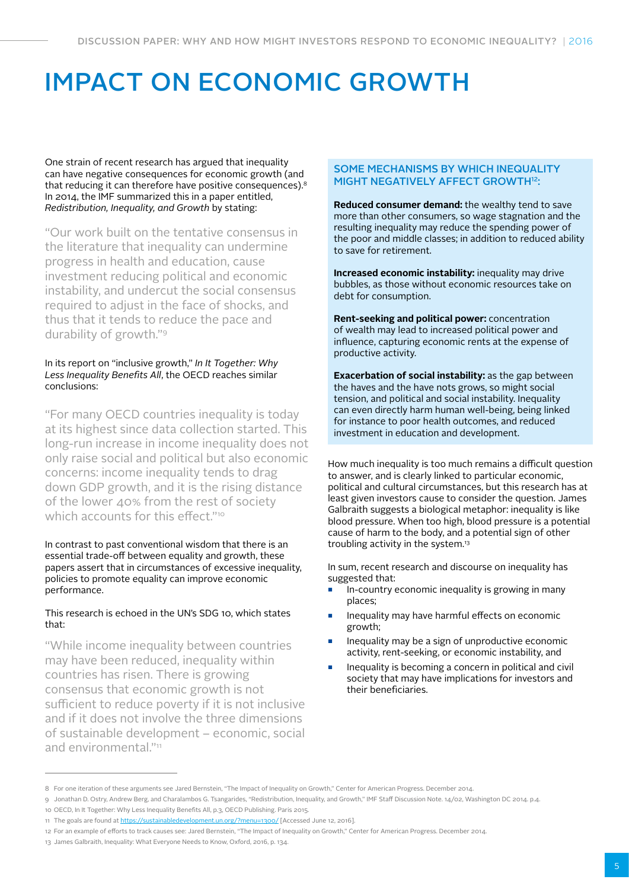# IMPACT ON ECONOMIC GROWTH

One strain of recent research has argued that inequality can have negative consequences for economic growth (and that reducing it can therefore have positive consequences).[8] In 2014, the IMF summarized this in a paper entitled, *Redistribution, Inequality, and Growth* by stating:

"Our work built on the tentative consensus in the literature that inequality can undermine progress in health and education, cause investment reducing political and economic instability, and undercut the social consensus required to adjust in the face of shocks, and thus that it tends to reduce the pace and durability of growth."[9]

In its report on "inclusive growth," *In It Together: Why Less Inequality Benefits All*, the OECD reaches similar conclusions:

"For many OECD countries inequality is today at its highest since data collection started. This long-run increase in income inequality does not only raise social and political but also economic concerns: income inequality tends to drag down GDP growth, and it is the rising distance of the lower 40% from the rest of society which accounts for this effect."[10]

In contrast to past conventional wisdom that there is an essential trade-off between equality and growth, these papers assert that in circumstances of excessive inequality, policies to promote equality can improve economic performance.

This research is echoed in the UN's SDG 10, which states that:

"While income inequality between countries may have been reduced, inequality within countries has risen. There is growing consensus that economic growth is not sufficient to reduce poverty if it is not inclusive and if it does not involve the three dimensions of sustainable development – economic, social and environmental."[11]

### SOME MECHANISMS BY WHICH INEQUALITY MIGHT NEGATIVELY AFFECT GROWTH[12]:

**Reduced consumer demand:** the wealthy tend to save more than other consumers, so wage stagnation and the resulting inequality may reduce the spending power of the poor and middle classes; in addition to reduced ability to save for retirement.

**Increased economic instability:** inequality may drive bubbles, as those without economic resources take on debt for consumption.

**Rent-seeking and political power:** concentration of wealth may lead to increased political power and influence, capturing economic rents at the expense of productive activity.

**Exacerbation of social instability:** as the gap between the haves and the have nots grows, so might social tension, and political and social instability. Inequality can even directly harm human well-being, being linked for instance to poor health outcomes, and reduced investment in education and development.

How much inequality is too much remains a difficult question to answer, and is clearly linked to particular economic, political and cultural circumstances, but this research has at least given investors cause to consider the question. James Galbraith suggests a biological metaphor: inequality is like blood pressure. When too high, blood pressure is a potential cause of harm to the body, and a potential sign of other troubling activity in the system.[13]

In sum, recent research and discourse on inequality has suggested that:

- In-country economic inequality is growing in many places;
- Inequality may have harmful effects on economic growth;
- Inequality may be a sign of unproductive economic activity, rent-seeking, or economic instability, and
- Inequality is becoming a concern in political and civil society that may have implications for investors and their beneficiaries.

---

8 For one iteration of these arguments see Jared Bernstein, "The Impact of Inequality on Growth," Center for American Progress. December 2014.

9 Jonathan D. Ostry, Andrew Berg, and Charalambos G. Tsangarides, "Redistribution, Inequality, and Growth," IMF Staff Discussion Note. 14/02, Washington DC 2014. p.4.

10 OECD, In It Together: Why Less Inequality Benefits All, p.3, OECD Publishing. Paris 2015.

11 The goals are found at https://sustainabledevelopment.un.org/?menu=1300/ [Accessed June 12, 2016].

12 For an example of efforts to track causes see: Jared Bernstein, "The Impact of Inequality on Growth," Center for American Progress. December 2014.

13 James Galbraith, Inequality: What Everyone Needs to Know, Oxford, 2016, p. 134.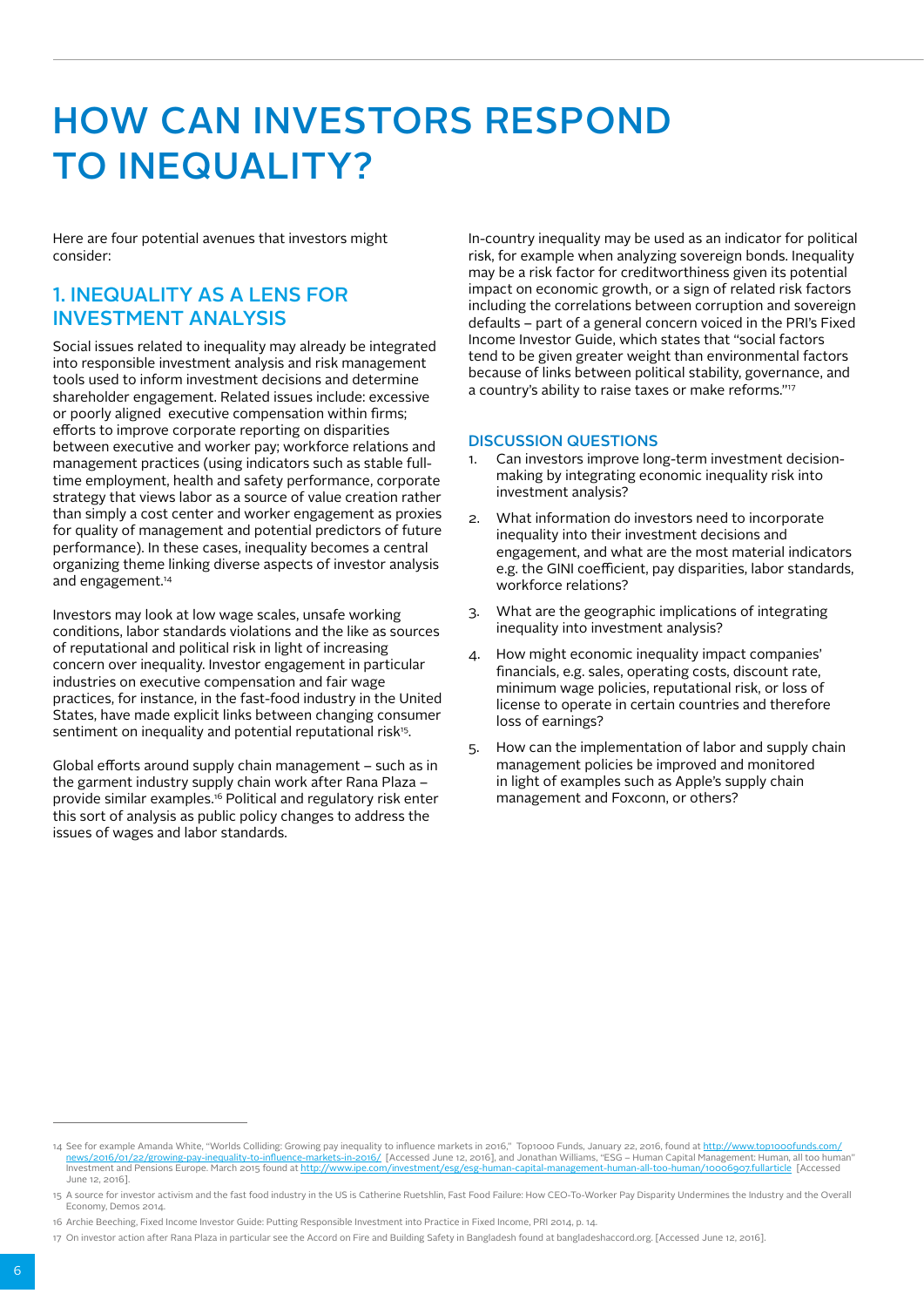# HOW CAN INVESTORS RESPOND TO INEQUALITY?

Here are four potential avenues that investors might consider:

## 1. INEQUALITY AS A LENS FOR INVESTMENT ANALYSIS

Social issues related to inequality may already be integrated into responsible investment analysis and risk management tools used to inform investment decisions and determine shareholder engagement. Related issues include: excessive or poorly aligned executive compensation within firms; efforts to improve corporate reporting on disparities between executive and worker pay; workforce relations and management practices (using indicators such as stable full-time employment, health and safety performance, corporate strategy that views labor as a source of value creation rather than simply a cost center and worker engagement as proxies for quality of management and potential predictors of future performance). In these cases, inequality becomes a central organizing theme linking diverse aspects of investor analysis and engagement.[14]

Investors may look at low wage scales, unsafe working conditions, labor standards violations and the like as sources of reputational and political risk in light of increasing concern over inequality. Investor engagement in particular industries on executive compensation and fair wage practices, for instance, in the fast-food industry in the United States, have made explicit links between changing consumer sentiment on inequality and potential reputational risk[15].

Global efforts around supply chain management – such as in the garment industry supply chain work after Rana Plaza – provide similar examples.[16] Political and regulatory risk enter this sort of analysis as public policy changes to address the issues of wages and labor standards.

In-country inequality may be used as an indicator for political risk, for example when analyzing sovereign bonds. Inequality may be a risk factor for creditworthiness given its potential impact on economic growth, or a sign of related risk factors including the correlations between corruption and sovereign defaults – part of a general concern voiced in the PRI's Fixed Income Investor Guide, which states that "social factors tend to be given greater weight than environmental factors because of links between political stability, governance, and a country's ability to raise taxes or make reforms."[17]

### DISCUSSION QUESTIONS

1. Can investors improve long-term investment decision-making by integrating economic inequality risk into investment analysis?
2. What information do investors need to incorporate inequality into their investment decisions and engagement, and what are the most material indicators e.g. the GINI coefficient, pay disparities, labor standards, workforce relations?
3. What are the geographic implications of integrating inequality into investment analysis?
4. How might economic inequality impact companies' financials, e.g. sales, operating costs, discount rate, minimum wage policies, reputational risk, or loss of license to operate in certain countries and therefore loss of earnings?
5. How can the implementation of labor and supply chain management policies be improved and monitored in light of examples such as Apple's supply chain management and Foxconn, or others?

---

14 See for example Amanda White, "Worlds Colliding: Growing pay inequality to influence markets in 2016," Top1000 Funds, January 22, 2016, found at http://www.top1000funds.com/news/2016/01/22/growing-pay-inequality-to-influence-markets-in-2016/ [Accessed June 12, 2016], and Jonathan Williams, "ESG – Human Capital Management: Human, all too human" Investment and Pensions Europe. March 2015 found at http://www.ipe.com/investment/esg/esg-human-capital-management-human-all-too-human/10006907.fullarticle [Accessed June 12, 2016].

15 A source for investor activism and the fast food industry in the US is Catherine Ruetshlin, Fast Food Failure: How CEO-To-Worker Pay Disparity Undermines the Industry and the Overall Economy, Demos 2014.

16 Archie Beeching, Fixed Income Investor Guide: Putting Responsible Investment into Practice in Fixed Income, PRI 2014, p. 14.

17 On investor action after Rana Plaza in particular see the Accord on Fire and Building Safety in Bangladesh found at bangladeshaccord.org. [Accessed June 12, 2016].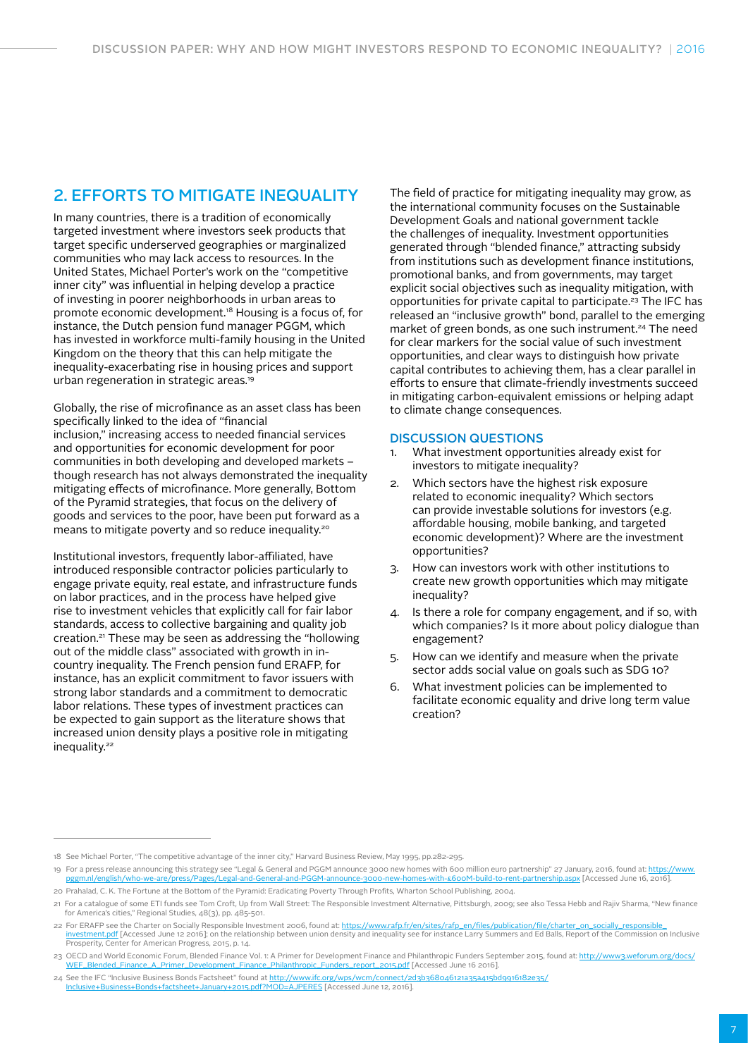## 2. EFFORTS TO MITIGATE INEQUALITY

In many countries, there is a tradition of economically targeted investment where investors seek products that target specific underserved geographies or marginalized communities who may lack access to resources. In the United States, Michael Porter's work on the "competitive inner city" was influential in helping develop a practice of investing in poorer neighborhoods in urban areas to promote economic development.[18] Housing is a focus of, for instance, the Dutch pension fund manager PGGM, which has invested in workforce multi-family housing in the United Kingdom on the theory that this can help mitigate the inequality-exacerbating rise in housing prices and support urban regeneration in strategic areas.[19]

Globally, the rise of microfinance as an asset class has been specifically linked to the idea of "financial inclusion," increasing access to needed financial services and opportunities for economic development for poor communities in both developing and developed markets – though research has not always demonstrated the inequality mitigating effects of microfinance. More generally, Bottom of the Pyramid strategies, that focus on the delivery of goods and services to the poor, have been put forward as a means to mitigate poverty and so reduce inequality.[20]

Institutional investors, frequently labor-affiliated, have introduced responsible contractor policies particularly to engage private equity, real estate, and infrastructure funds on labor practices, and in the process have helped give rise to investment vehicles that explicitly call for fair labor standards, access to collective bargaining and quality job creation.[21] These may be seen as addressing the "hollowing out of the middle class" associated with growth in in-country inequality. The French pension fund ERAFP, for instance, has an explicit commitment to favor issuers with strong labor standards and a commitment to democratic labor relations. These types of investment practices can be expected to gain support as the literature shows that increased union density plays a positive role in mitigating inequality.[22]

The field of practice for mitigating inequality may grow, as the international community focuses on the Sustainable Development Goals and national government tackle the challenges of inequality. Investment opportunities generated through "blended finance," attracting subsidy from institutions such as development finance institutions, promotional banks, and from governments, may target explicit social objectives such as inequality mitigation, with opportunities for private capital to participate.[23] The IFC has released an "inclusive growth" bond, parallel to the emerging market of green bonds, as one such instrument.[24] The need for clear markers for the social value of such investment opportunities, and clear ways to distinguish how private capital contributes to achieving them, has a clear parallel in efforts to ensure that climate-friendly investments succeed in mitigating carbon-equivalent emissions or helping adapt to climate change consequences.

### DISCUSSION QUESTIONS

1. What investment opportunities already exist for investors to mitigate inequality?
2. Which sectors have the highest risk exposure related to economic inequality? Which sectors can provide investable solutions for investors (e.g. affordable housing, mobile banking, and targeted economic development)? Where are the investment opportunities?
3. How can investors work with other institutions to create new growth opportunities which may mitigate inequality?
4. Is there a role for company engagement, and if so, with which companies? Is it more about policy dialogue than engagement?
5. How can we identify and measure when the private sector adds social value on goals such as SDG 10?
6. What investment policies can be implemented to facilitate economic equality and drive long term value creation?

---

18 See Michael Porter, "The competitive advantage of the inner city," Harvard Business Review, May 1995, pp.282-295.

19 For a press release announcing this strategy see "Legal & General and PGGM announce 3000 new homes with 600 million euro partnership" 27 January, 2016, found at: https://www.pggm.nl/english/who-we-are/press/Pages/Legal-and-General-and-PGGM-announce-3000-new-homes-with-£600M-build-to-rent-partnership.aspx [Accessed June 16, 2016].

20 Prahalad, C. K. The Fortune at the Bottom of the Pyramid: Eradicating Poverty Through Profits, Wharton School Publishing, 2004.

21 For a catalogue of some ETI funds see Tom Croft, Up from Wall Street: The Responsible Investment Alternative, Pittsburgh, 2009; see also Tessa Hebb and Rajiv Sharma, "New finance for America's cities," Regional Studies, 48(3), pp. 485-501.

22 For ERAFP see the Charter on Socially Responsible Investment 2006, found at: https://www.rafp.fr/en/sites/rafp_en/files/publication/file/charter_on_socially_responsible_investment.pdf [Accessed June 12 2016]; on the relationship between union density and inequality see for instance Larry Summers and Ed Balls, Report of the Commission on Inclusive Prosperity, Center for American Progress, 2015, p. 14.

23 OECD and World Economic Forum, Blended Finance Vol. 1: A Primer for Development Finance and Philanthropic Funders September 2015, found at: http://www3.weforum.org/docs/WEF_Blended_Finance_A_Primer_Development_Finance_Philanthropic_Funders_report_2015.pdf [Accessed June 16 2016].

24 See the IFC "Inclusive Business Bonds Factsheet" found at http://www.ifc.org/wps/wcm/connect/2d3b368046121a35a415bd9916182e35/Inclusive+Business+Bonds+factsheet+January+2015.pdf?MOD=AJPERES [Accessed June 12, 2016].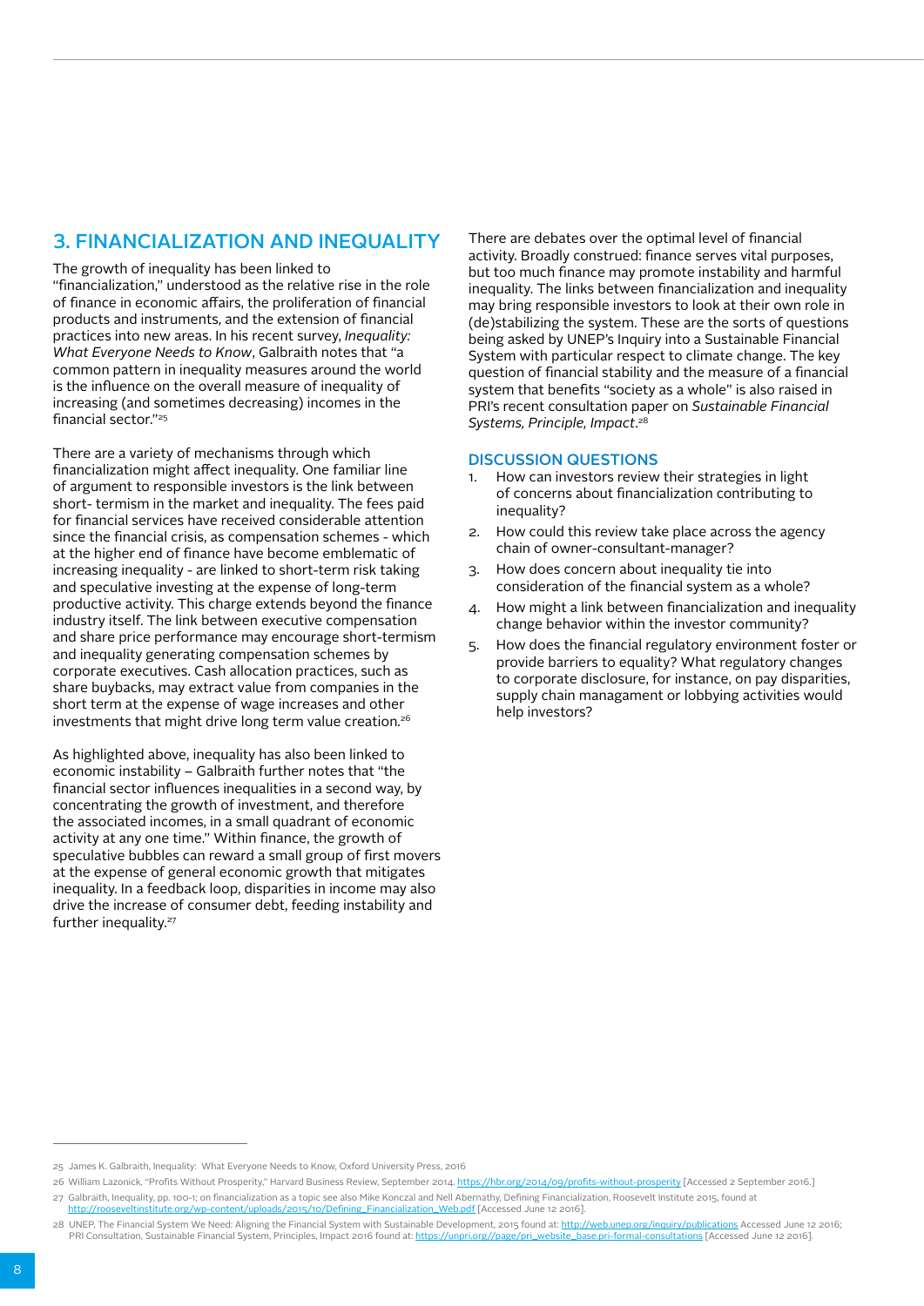## 3. FINANCIALIZATION AND INEQUALITY

The growth of inequality has been linked to "financialization," understood as the relative rise in the role of finance in economic affairs, the proliferation of financial products and instruments, and the extension of financial practices into new areas. In his recent survey, *Inequality: What Everyone Needs to Know*, Galbraith notes that "a common pattern in inequality measures around the world is the influence on the overall measure of inequality of increasing (and sometimes decreasing) incomes in the financial sector."[25]

There are a variety of mechanisms through which financialization might affect inequality. One familiar line of argument to responsible investors is the link between short- termism in the market and inequality. The fees paid for financial services have received considerable attention since the financial crisis, as compensation schemes - which at the higher end of finance have become emblematic of increasing inequality - are linked to short-term risk taking and speculative investing at the expense of long-term productive activity. This charge extends beyond the finance industry itself. The link between executive compensation and share price performance may encourage short-termism and inequality generating compensation schemes by corporate executives. Cash allocation practices, such as share buybacks, may extract value from companies in the short term at the expense of wage increases and other investments that might drive long term value creation.[26]

As highlighted above, inequality has also been linked to economic instability – Galbraith further notes that "the financial sector influences inequalities in a second way, by concentrating the growth of investment, and therefore the associated incomes, in a small quadrant of economic activity at any one time." Within finance, the growth of speculative bubbles can reward a small group of first movers at the expense of general economic growth that mitigates inequality. In a feedback loop, disparities in income may also drive the increase of consumer debt, feeding instability and further inequality.[27]

There are debates over the optimal level of financial activity. Broadly construed: finance serves vital purposes, but too much finance may promote instability and harmful inequality. The links between financialization and inequality may bring responsible investors to look at their own role in (de)stabilizing the system. These are the sorts of questions being asked by UNEP's Inquiry into a Sustainable Financial System with particular respect to climate change. The key question of financial stability and the measure of a financial system that benefits "society as a whole" is also raised in PRI's recent consultation paper on *Sustainable Financial Systems, Principle, Impact*.[28]

### DISCUSSION QUESTIONS

1. How can investors review their strategies in light of concerns about financialization contributing to inequality?
2. How could this review take place across the agency chain of owner-consultant-manager?
3. How does concern about inequality tie into consideration of the financial system as a whole?
4. How might a link between financialization and inequality change behavior within the investor community?
5. How does the financial regulatory environment foster or provide barriers to equality? What regulatory changes to corporate disclosure, for instance, on pay disparities, supply chain managament or lobbying activities would help investors?

---

25 James K. Galbraith, Inequality: What Everyone Needs to Know, Oxford University Press, 2016

26 William Lazonick, "Profits Without Prosperity," Harvard Business Review, September 2014. https://hbr.org/2014/09/profits-without-prosperity [Accessed 2 September 2016.]

27 Galbraith, Inequality, pp. 100-1; on financialization as a topic see also Mike Konczal and Nell Abernathy, Defining Financialization, Roosevelt Institute 2015, found at http://rooseveltinstitute.org/wp-content/uploads/2015/10/Defining_Financialization_Web.pdf [Accessed June 12 2016].

28 UNEP, The Financial System We Need: Aligning the Financial System with Sustainable Development, 2015 found at: http://web.unep.org/inquiry/publications Accessed June 12 2016; PRI Consultation, Sustainable Financial System, Principles, Impact 2016 found at: https://unpri.org//page/pri_website_base.pri-formal-consultations [Accessed June 12 2016].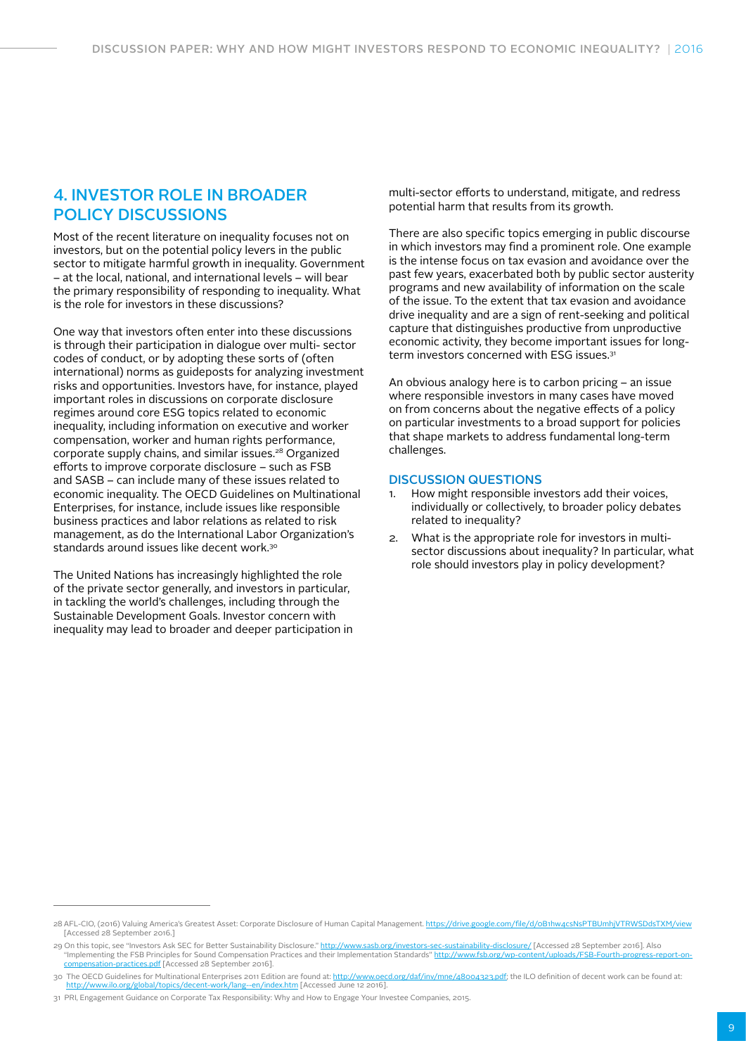## 4. INVESTOR ROLE IN BROADER POLICY DISCUSSIONS

Most of the recent literature on inequality focuses not on investors, but on the potential policy levers in the public sector to mitigate harmful growth in inequality. Government – at the local, national, and international levels – will bear the primary responsibility of responding to inequality. What is the role for investors in these discussions?

One way that investors often enter into these discussions is through their participation in dialogue over multi- sector codes of conduct, or by adopting these sorts of (often international) norms as guideposts for analyzing investment risks and opportunities. Investors have, for instance, played important roles in discussions on corporate disclosure regimes around core ESG topics related to economic inequality, including information on executive and worker compensation, worker and human rights performance, corporate supply chains, and similar issues.[28] Organized efforts to improve corporate disclosure – such as FSB and SASB – can include many of these issues related to economic inequality. The OECD Guidelines on Multinational Enterprises, for instance, include issues like responsible business practices and labor relations as related to risk management, as do the International Labor Organization's standards around issues like decent work.[30]

The United Nations has increasingly highlighted the role of the private sector generally, and investors in particular, in tackling the world's challenges, including through the Sustainable Development Goals. Investor concern with inequality may lead to broader and deeper participation in multi-sector efforts to understand, mitigate, and redress potential harm that results from its growth.

There are also specific topics emerging in public discourse in which investors may find a prominent role. One example is the intense focus on tax evasion and avoidance over the past few years, exacerbated both by public sector austerity programs and new availability of information on the scale of the issue. To the extent that tax evasion and avoidance drive inequality and are a sign of rent-seeking and political capture that distinguishes productive from unproductive economic activity, they become important issues for long-term investors concerned with ESG issues.[31]

An obvious analogy here is to carbon pricing – an issue where responsible investors in many cases have moved on from concerns about the negative effects of a policy on particular investments to a broad support for policies that shape markets to address fundamental long-term challenges.

### DISCUSSION QUESTIONS

1. How might responsible investors add their voices, individually or collectively, to broader policy debates related to inequality?
2. What is the appropriate role for investors in multi-sector discussions about inequality? In particular, what role should investors play in policy development?

---

28 AFL-CIO, (2016) Valuing America's Greatest Asset: Corporate Disclosure of Human Capital Management. https://drive.google.com/file/d/0B1hw4csNsPTBUmhjVTRWSDdsTXM/view [Accessed 28 September 2016.]

29 On this topic, see "Investors Ask SEC for Better Sustainability Disclosure." http://www.sasb.org/investors-sec-sustainability-disclosure/ [Accessed 28 September 2016]. Also "Implementing the FSB Principles for Sound Compensation Practices and their Implementation Standards" http://www.fsb.org/wp-content/uploads/FSB-Fourth-progress-report-on-compensation-practices.pdf [Accessed 28 September 2016].

30 The OECD Guidelines for Multinational Enterprises 2011 Edition are found at: http://www.oecd.org/daf/inv/mne/48004323.pdf; the ILO definition of decent work can be found at: http://www.ilo.org/global/topics/decent-work/lang--en/index.htm [Accessed June 12 2016].

31 PRI, Engagement Guidance on Corporate Tax Responsibility: Why and How to Engage Your Investee Companies, 2015.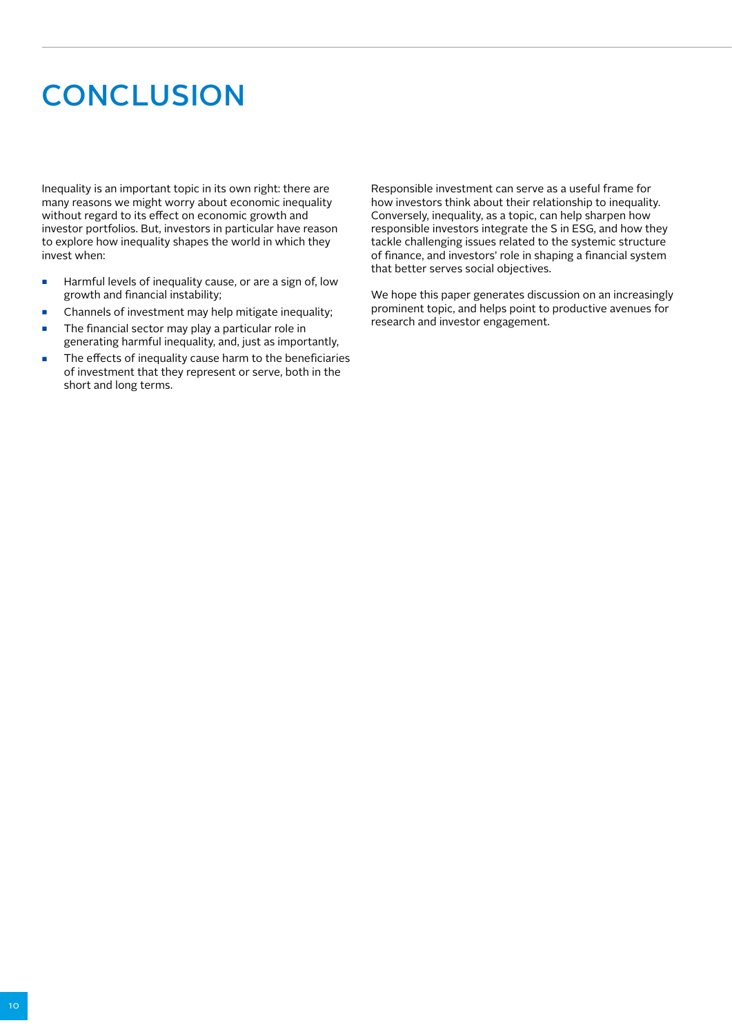# CONCLUSION

Inequality is an important topic in its own right: there are many reasons we might worry about economic inequality without regard to its effect on economic growth and investor portfolios. But, investors in particular have reason to explore how inequality shapes the world in which they invest when:

- Harmful levels of inequality cause, or are a sign of, low growth and financial instability;
- Channels of investment may help mitigate inequality;
- The financial sector may play a particular role in generating harmful inequality, and, just as importantly,
- The effects of inequality cause harm to the beneficiaries of investment that they represent or serve, both in the short and long terms.

Responsible investment can serve as a useful frame for how investors think about their relationship to inequality. Conversely, inequality, as a topic, can help sharpen how responsible investors integrate the S in ESG, and how they tackle challenging issues related to the systemic structure of finance, and investors' role in shaping a financial system that better serves social objectives.

We hope this paper generates discussion on an increasingly prominent topic, and helps point to productive avenues for research and investor engagement.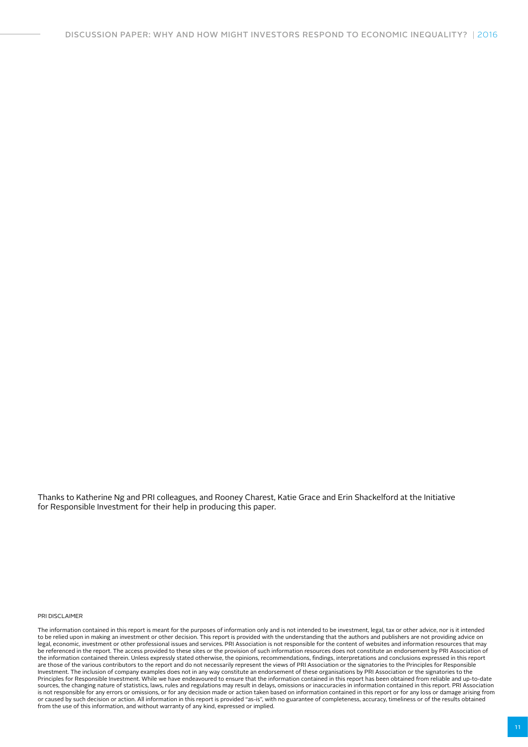Thanks to Katherine Ng and PRI colleagues, and Rooney Charest, Katie Grace and Erin Shackelford at the Initiative for Responsible Investment for their help in producing this paper.

PRI DISCLAIMER

The information contained in this report is meant for the purposes of information only and is not intended to be investment, legal, tax or other advice, nor is it intended to be relied upon in making an investment or other decision. This report is provided with the understanding that the authors and publishers are not providing advice on legal, economic, investment or other professional issues and services. PRI Association is not responsible for the content of websites and information resources that may be referenced in the report. The access provided to these sites or the provision of such information resources does not constitute an endorsement by PRI Association of the information contained therein. Unless expressly stated otherwise, the opinions, recommendations, findings, interpretations and conclusions expressed in this report are those of the various contributors to the report and do not necessarily represent the views of PRI Association or the signatories to the Principles for Responsible Investment. The inclusion of company examples does not in any way constitute an endorsement of these organisations by PRI Association or the signatories to the Principles for Responsible Investment. While we have endeavoured to ensure that the information contained in this report has been obtained from reliable and up-to-date sources, the changing nature of statistics, laws, rules and regulations may result in delays, omissions or inaccuracies in information contained in this report. PRI Association is not responsible for any errors or omissions, or for any decision made or action taken based on information contained in this report or for any loss or damage arising from or caused by such decision or action. All information in this report is provided "as-is", with no guarantee of completeness, accuracy, timeliness or of the results obtained from the use of this information, and without warranty of any kind, expressed or implied.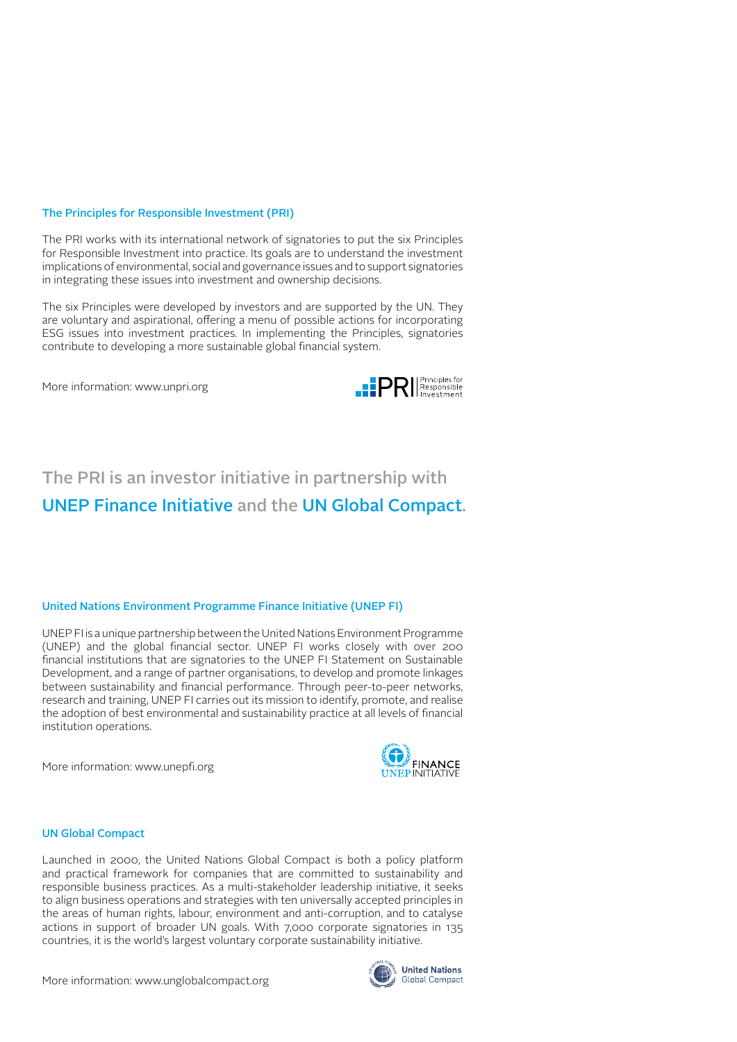### The Principles for Responsible Investment (PRI)

The PRI works with its international network of signatories to put the six Principles for Responsible Investment into practice. Its goals are to understand the investment implications of environmental, social and governance issues and to support signatories in integrating these issues into investment and ownership decisions.

The six Principles were developed by investors and are supported by the UN. They are voluntary and aspirational, offering a menu of possible actions for incorporating ESG issues into investment practices. In implementing the Principles, signatories contribute to developing a more sustainable global financial system.

More information: www.unpri.org

## The PRI is an investor initiative in partnership with UNEP Finance Initiative and the UN Global Compact.

### United Nations Environment Programme Finance Initiative (UNEP FI)

UNEP FI is a unique partnership between the United Nations Environment Programme (UNEP) and the global financial sector. UNEP FI works closely with over 200 financial institutions that are signatories to the UNEP FI Statement on Sustainable Development, and a range of partner organisations, to develop and promote linkages between sustainability and financial performance. Through peer-to-peer networks, research and training, UNEP FI carries out its mission to identify, promote, and realise the adoption of best environmental and sustainability practice at all levels of financial institution operations.

More information: www.unepfi.org

### UN Global Compact

Launched in 2000, the United Nations Global Compact is both a policy platform and practical framework for companies that are committed to sustainability and responsible business practices. As a multi-stakeholder leadership initiative, it seeks to align business operations and strategies with ten universally accepted principles in the areas of human rights, labour, environment and anti-corruption, and to catalyse actions in support of broader UN goals. With 7,000 corporate signatories in 135 countries, it is the world's largest voluntary corporate sustainability initiative.

More information: www.unglobalcompact.org